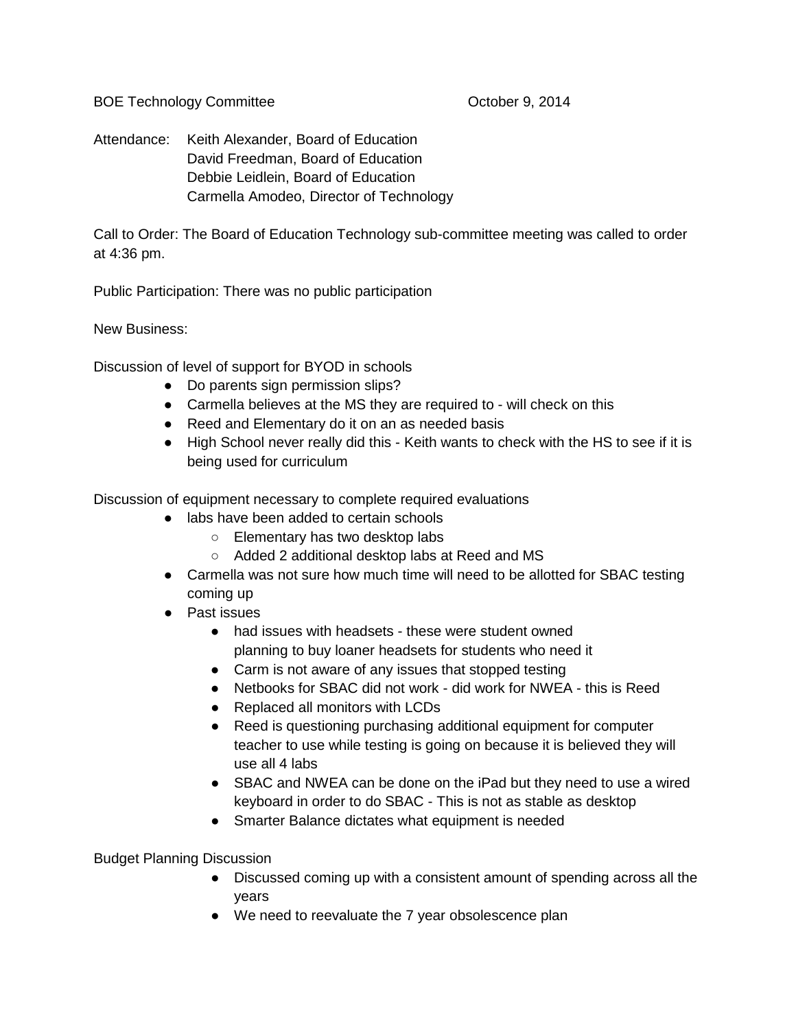BOE Technology Committee October 9, 2014

Attendance: Keith Alexander, Board of Education
David Freedman, Board of Education
Debbie Leidlein, Board of Education
Carmella Amodeo, Director of Technology

Call to Order: The Board of Education Technology sub-committee meeting was called to order at 4:36 pm.

Public Participation: There was no public participation

New Business:

Discussion of level of support for BYOD in schools

- Do parents sign permission slips?
- Carmella believes at the MS they are required to - will check on this
- Reed and Elementary do it on an as needed basis
- High School never really did this - Keith wants to check with the HS to see if it is being used for curriculum

Discussion of equipment necessary to complete required evaluations

- labs have been added to certain schools
    - Elementary has two desktop labs
    - Added 2 additional desktop labs at Reed and MS
- Carmella was not sure how much time will need to be allotted for SBAC testing coming up
- Past issues
    - had issues with headsets - these were student owned
      planning to buy loaner headsets for students who need it
    - Carm is not aware of any issues that stopped testing
    - Netbooks for SBAC did not work - did work for NWEA - this is Reed
    - Replaced all monitors with LCDs
    - Reed is questioning purchasing additional equipment for computer teacher to use while testing is going on because it is believed they will use all 4 labs
    - SBAC and NWEA can be done on the iPad but they need to use a wired keyboard in order to do SBAC - This is not as stable as desktop
    - Smarter Balance dictates what equipment is needed

Budget Planning Discussion

- Discussed coming up with a consistent amount of spending across all the years
- We need to reevaluate the 7 year obsolescence plan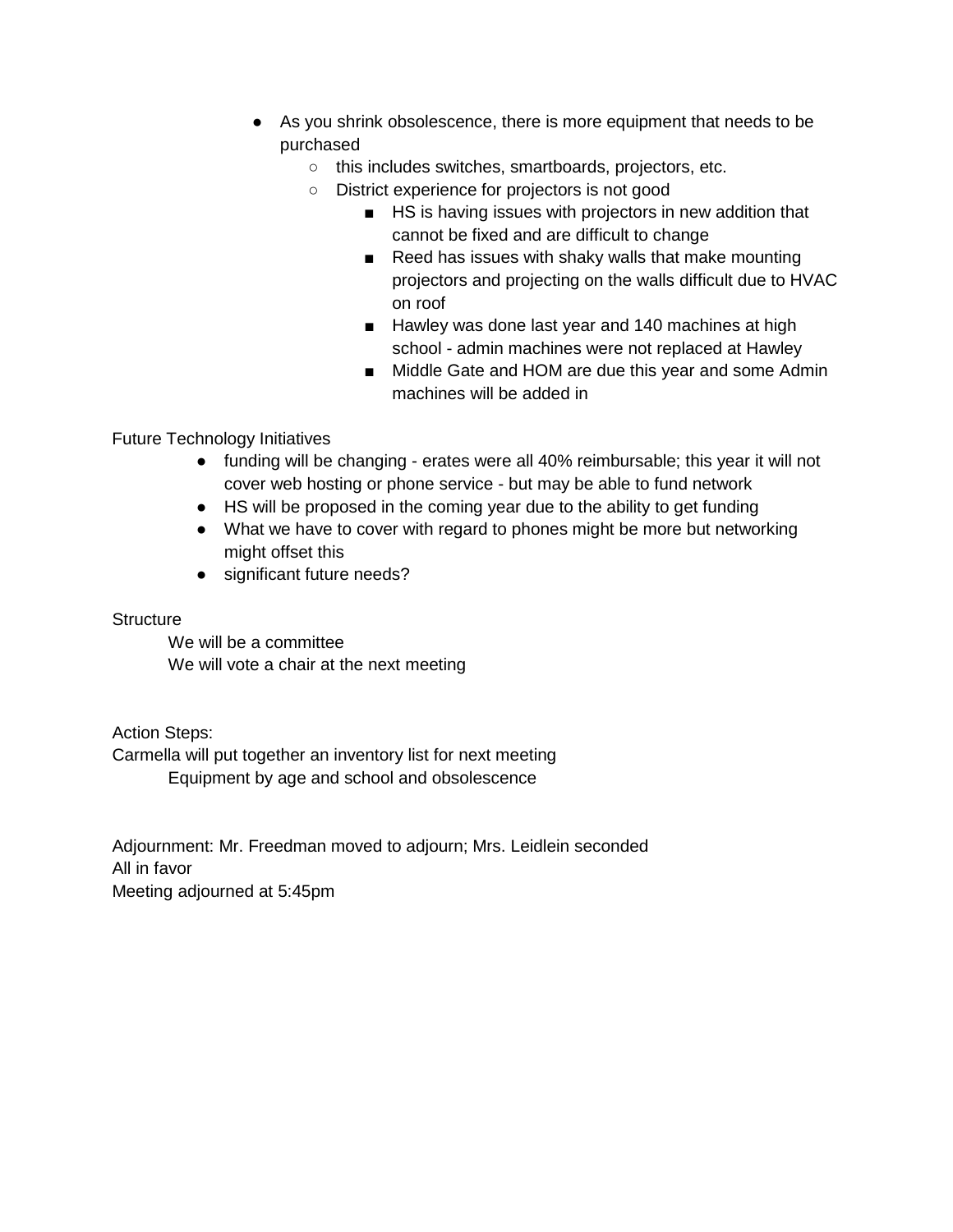- As you shrink obsolescence, there is more equipment that needs to be purchased
    - this includes switches, smartboards, projectors, etc.
    - District experience for projectors is not good
        - HS is having issues with projectors in new addition that cannot be fixed and are difficult to change
        - Reed has issues with shaky walls that make mounting projectors and projecting on the walls difficult due to HVAC on roof
        - Hawley was done last year and 140 machines at high school - admin machines were not replaced at Hawley
        - Middle Gate and HOM are due this year and some Admin machines will be added in

Future Technology Initiatives

- funding will be changing - erates were all 40% reimbursable; this year it will not cover web hosting or phone service - but may be able to fund network
- HS will be proposed in the coming year due to the ability to get funding
- What we have to cover with regard to phones might be more but networking might offset this
- significant future needs?

Structure

We will be a committee

We will vote a chair at the next meeting

Action Steps:

Carmella will put together an inventory list for next meeting

Equipment by age and school and obsolescence

Adjournment: Mr. Freedman moved to adjourn; Mrs. Leidlein seconded

All in favor

Meeting adjourned at 5:45pm